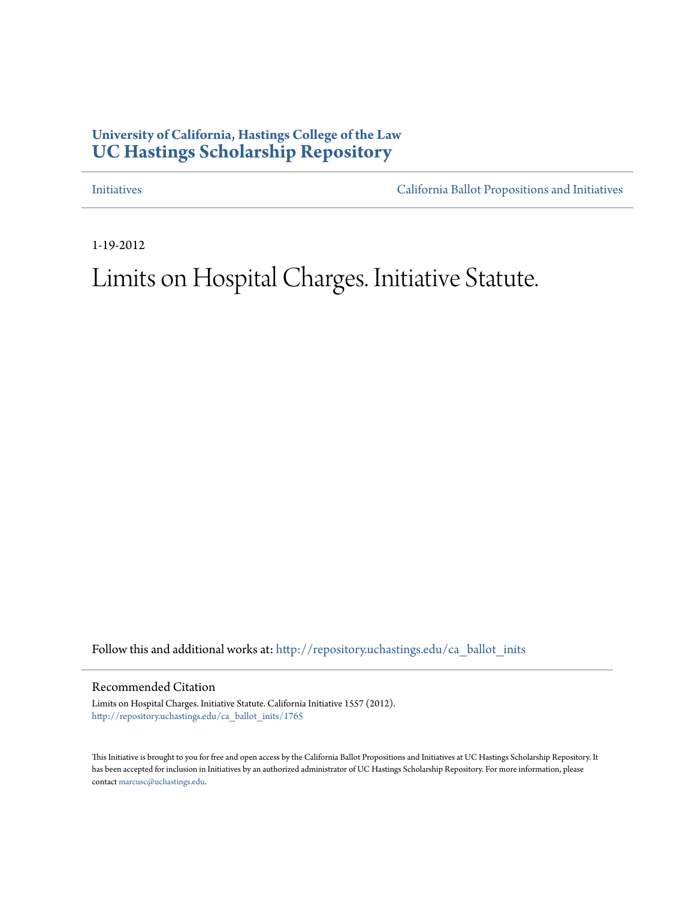**University of California, Hastings College of the Law**
**UC Hastings Scholarship Repository**

Initiatives | California Ballot Propositions and Initiatives

1-19-2012

# Limits on Hospital Charges. Initiative Statute.

Follow this and additional works at: http://repository.uchastings.edu/ca_ballot_inits

## Recommended Citation

Limits on Hospital Charges. Initiative Statute. California Initiative 1557 (2012).
http://repository.uchastings.edu/ca_ballot_inits/1765

This Initiative is brought to you for free and open access by the California Ballot Propositions and Initiatives at UC Hastings Scholarship Repository. It has been accepted for inclusion in Initiatives by an authorized administrator of UC Hastings Scholarship Repository. For more information, please contact marcusc@uchastings.edu.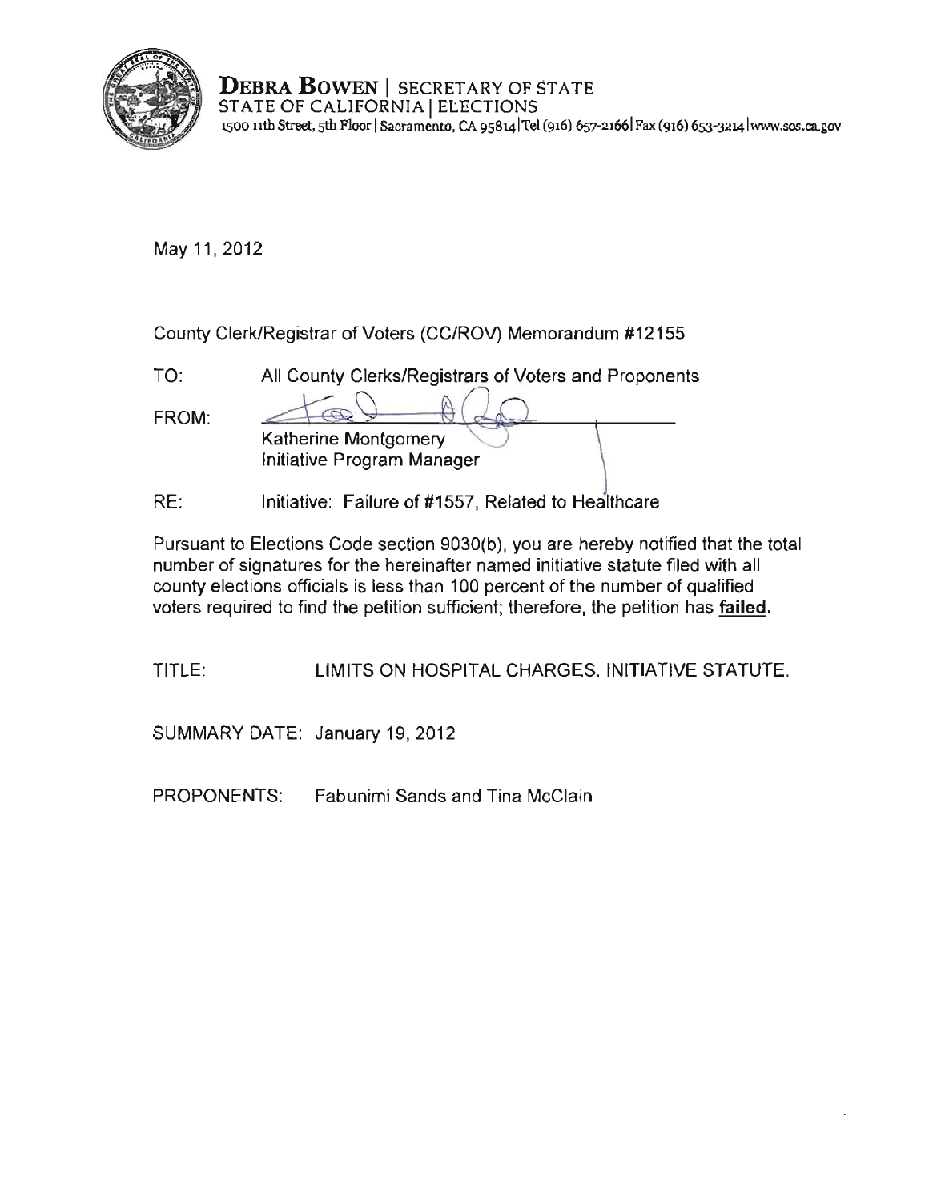**DEBRA BOWEN** | SECRETARY OF STATE
STATE OF CALIFORNIA | ELECTIONS
1500 11th Street, 5th Floor | Sacramento, CA 95814 | Tel (916) 657-2166 | Fax (916) 653-3214 | www.sos.ca.gov

May 11, 2012

County Clerk/Registrar of Voters (CC/ROV) Memorandum #12155

TO: All County Clerks/Registrars of Voters and Proponents

FROM: Katherine Montgomery
Initiative Program Manager

RE: Initiative: Failure of #1557, Related to Healthcare

Pursuant to Elections Code section 9030(b), you are hereby notified that the total number of signatures for the hereinafter named initiative statute filed with all county elections officials is less than 100 percent of the number of qualified voters required to find the petition sufficient; therefore, the petition has **failed**.

TITLE: LIMITS ON HOSPITAL CHARGES. INITIATIVE STATUTE.

SUMMARY DATE: January 19, 2012

PROPONENTS: Fabunimi Sands and Tina McClain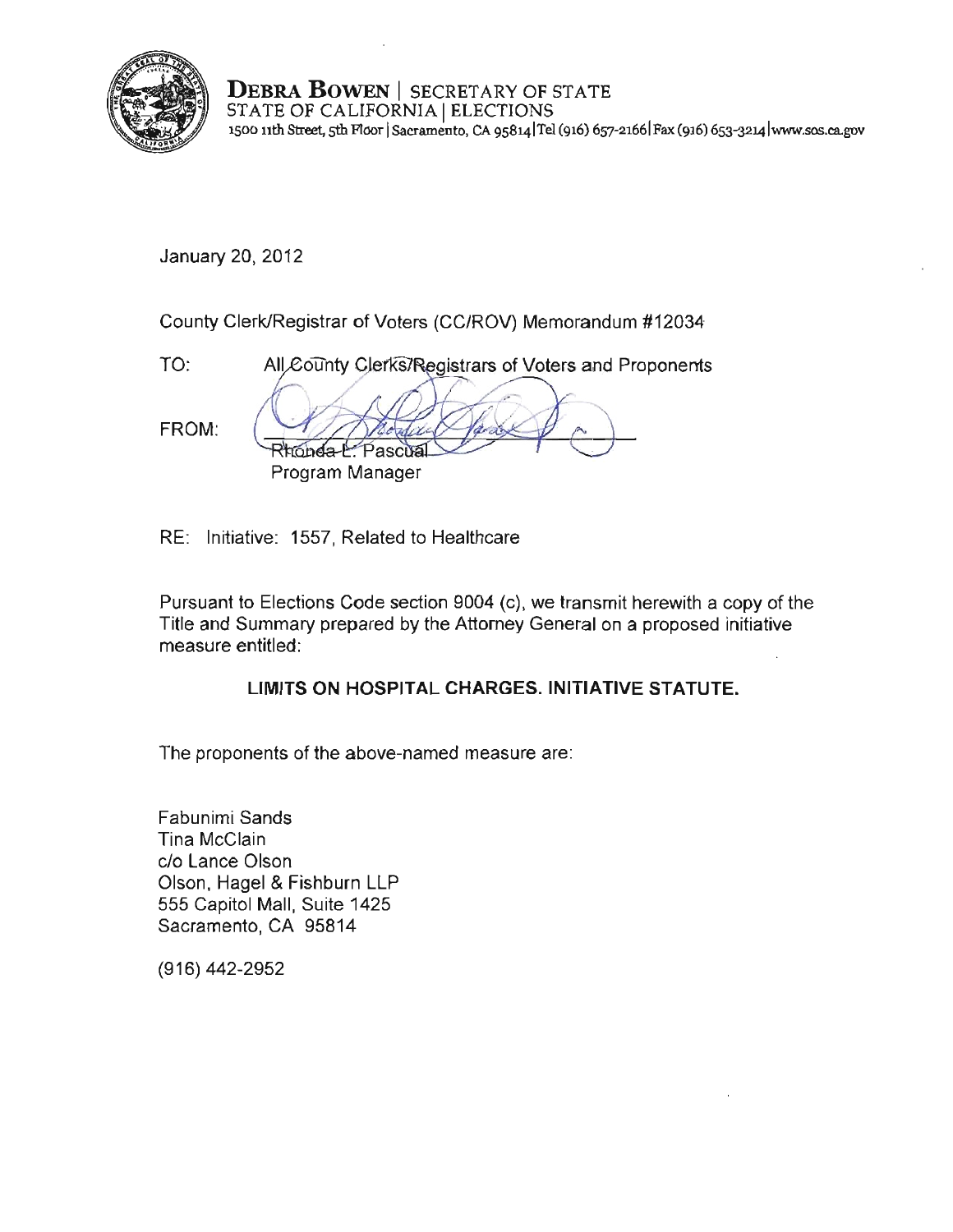**DEBRA BOWEN** | SECRETARY OF STATE
STATE OF CALIFORNIA | ELECTIONS
1500 11th Street, 5th Floor | Sacramento, CA 95814 | Tel (916) 657-2166 | Fax (916) 653-3214 | www.sos.ca.gov

January 20, 2012

County Clerk/Registrar of Voters (CC/ROV) Memorandum #12034

TO: All County Clerks/Registrars of Voters and Proponents

FROM: Rhonda L. Pascual
Program Manager

RE: Initiative: 1557, Related to Healthcare

Pursuant to Elections Code section 9004 (c), we transmit herewith a copy of the Title and Summary prepared by the Attorney General on a proposed initiative measure entitled:

**LIMITS ON HOSPITAL CHARGES. INITIATIVE STATUTE.**

The proponents of the above-named measure are:

Fabunimi Sands
Tina McClain
c/o Lance Olson
Olson, Hagel & Fishburn LLP
555 Capitol Mall, Suite 1425
Sacramento, CA 95814

(916) 442-2952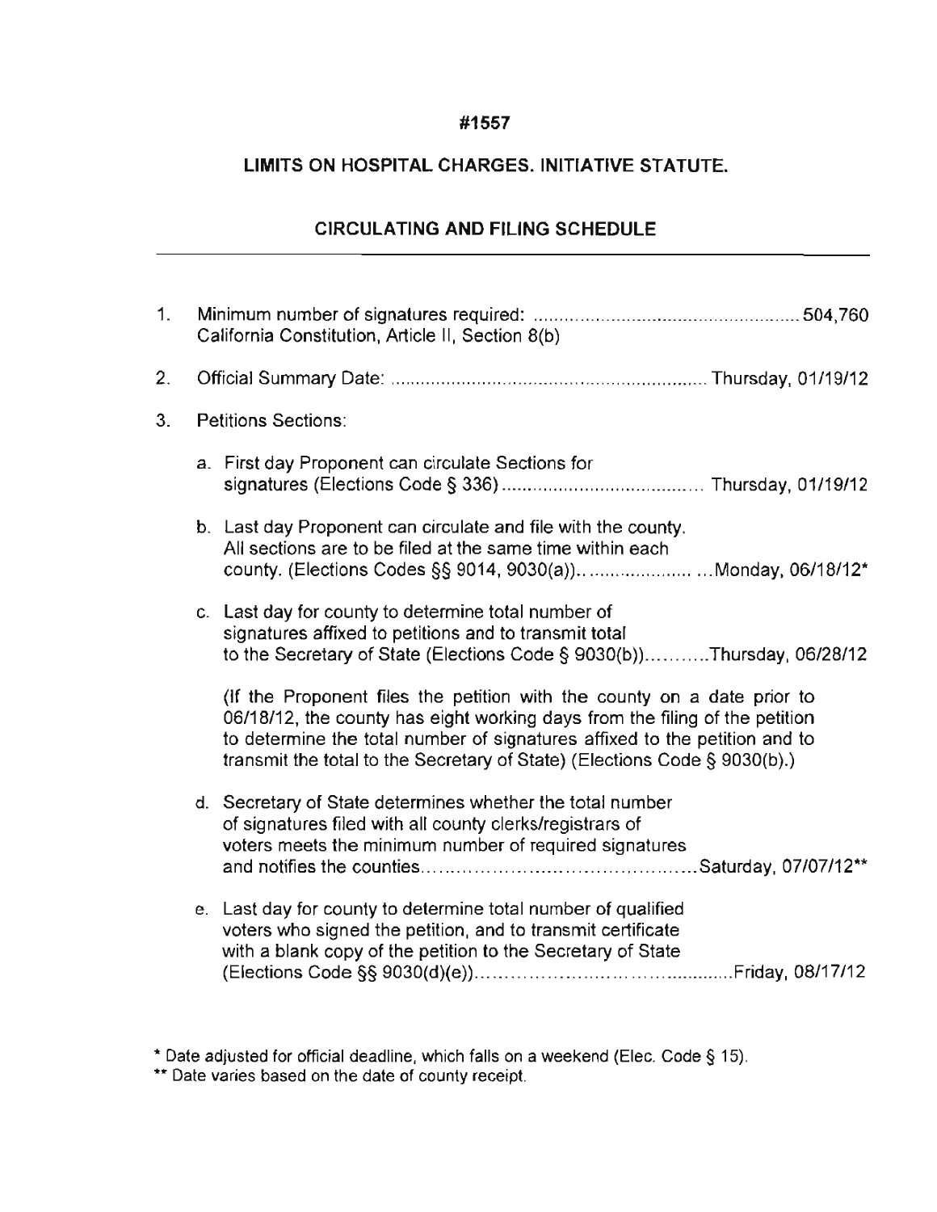**#1557**

**LIMITS ON HOSPITAL CHARGES. INITIATIVE STATUTE.**

**CIRCULATING AND FILING SCHEDULE**

1. Minimum number of signatures required: .................................................... 504,760
   California Constitution, Article II, Section 8(b)

2. Official Summary Date: ............................................................ Thursday, 01/19/12

3. Petitions Sections:

   a. First day Proponent can circulate Sections for signatures (Elections Code § 336) ...................................... Thursday, 01/19/12

   b. Last day Proponent can circulate and file with the county. All sections are to be filed at the same time within each county. (Elections Codes §§ 9014, 9030(a)).. .................... ...Monday, 06/18/12*

   c. Last day for county to determine total number of signatures affixed to petitions and to transmit total to the Secretary of State (Elections Code § 9030(b))...........Thursday, 06/28/12

      (If the Proponent files the petition with the county on a date prior to 06/18/12, the county has eight working days from the filing of the petition to determine the total number of signatures affixed to the petition and to transmit the total to the Secretary of State) (Elections Code § 9030(b).)

   d. Secretary of State determines whether the total number of signatures filed with all county clerks/registrars of voters meets the minimum number of required signatures and notifies the counties.............................................Saturday, 07/07/12**

   e. Last day for county to determine total number of qualified voters who signed the petition, and to transmit certificate with a blank copy of the petition to the Secretary of State (Elections Code §§ 9030(d)(e))...........................................Friday, 08/17/12

\* Date adjusted for official deadline, which falls on a weekend (Elec. Code § 15).

\** Date varies based on the date of county receipt.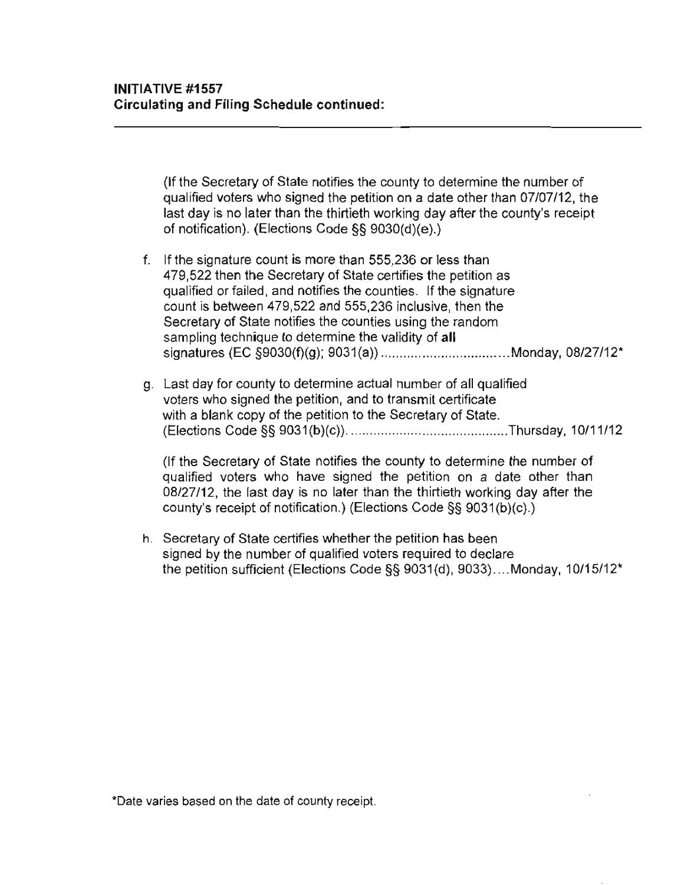**INITIATIVE #1557**
**Circulating and Filing Schedule continued:**

---

(If the Secretary of State notifies the county to determine the number of qualified voters who signed the petition on a date other than 07/07/12, the last day is no later than the thirtieth working day after the county's receipt of notification). (Elections Code §§ 9030(d)(e).)

f. If the signature count is more than 555,236 or less than 479,522 then the Secretary of State certifies the petition as qualified or failed, and notifies the counties. If the signature count is between 479,522 and 555,236 inclusive, then the Secretary of State notifies the counties using the random sampling technique to determine the validity of **all** signatures (EC §9030(f)(g); 9031(a)) ................................Monday, 08/27/12*

g. Last day for county to determine actual number of all qualified voters who signed the petition, and to transmit certificate with a blank copy of the petition to the Secretary of State. (Elections Code §§ 9031(b)(c)). ..........................................Thursday, 10/11/12

   (If the Secretary of State notifies the county to determine the number of qualified voters who have signed the petition on a date other than 08/27/12, the last day is no later than the thirtieth working day after the county's receipt of notification.) (Elections Code §§ 9031(b)(c).)

h. Secretary of State certifies whether the petition has been signed by the number of qualified voters required to declare the petition sufficient (Elections Code §§ 9031(d), 9033)....Monday, 10/15/12*

*Date varies based on the date of county receipt.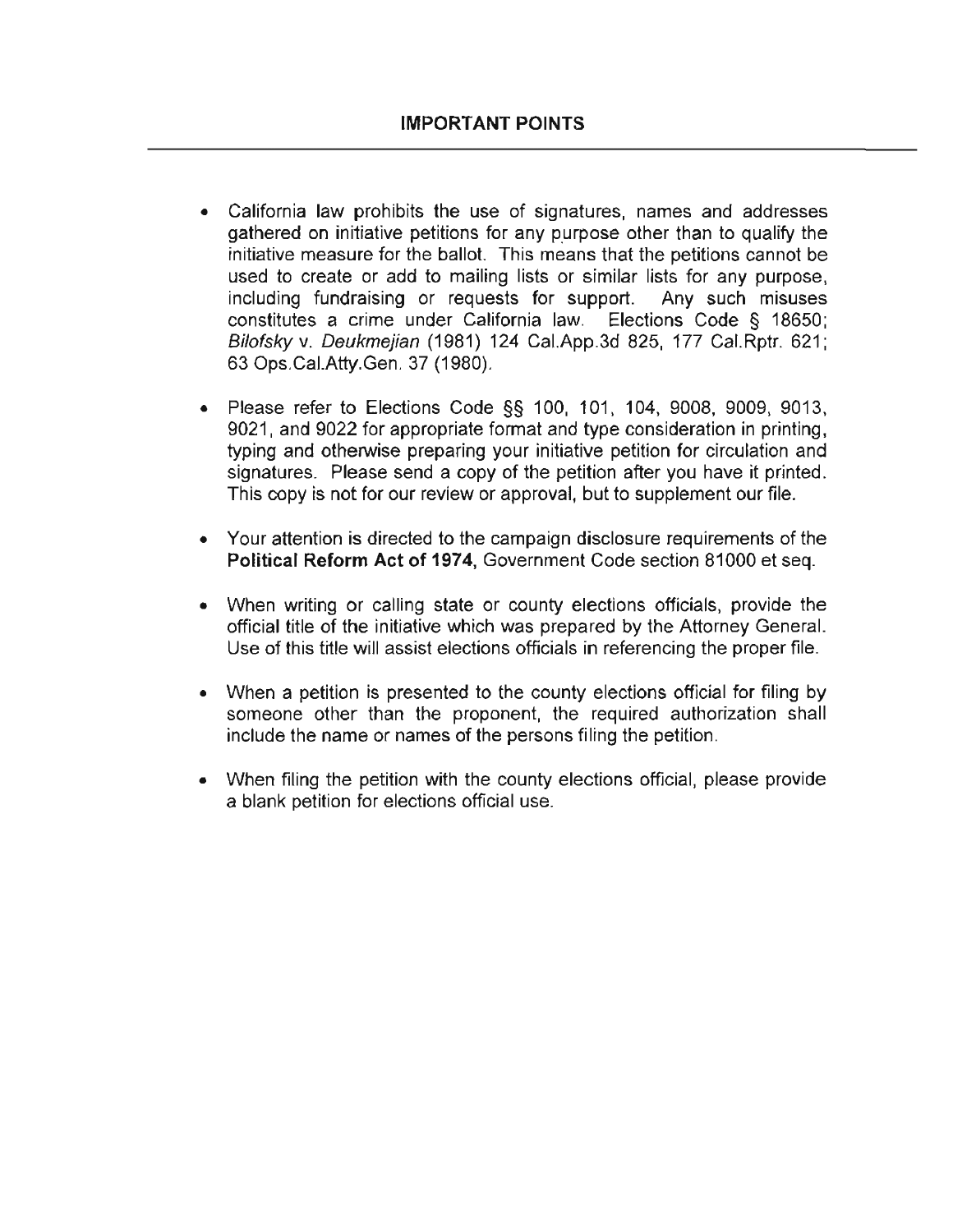## IMPORTANT POINTS

- California law prohibits the use of signatures, names and addresses gathered on initiative petitions for any purpose other than to qualify the initiative measure for the ballot. This means that the petitions cannot be used to create or add to mailing lists or similar lists for any purpose, including fundraising or requests for support. Any such misuses constitutes a crime under California law. Elections Code § 18650; *Bilofsky* v. *Deukmejian* (1981) 124 Cal.App.3d 825, 177 Cal.Rptr. 621; 63 Ops.Cal.Atty.Gen. 37 (1980).

- Please refer to Elections Code §§ 100, 101, 104, 9008, 9009, 9013, 9021, and 9022 for appropriate format and type consideration in printing, typing and otherwise preparing your initiative petition for circulation and signatures. Please send a copy of the petition after you have it printed. This copy is not for our review or approval, but to supplement our file.

- Your attention is directed to the campaign disclosure requirements of the **Political Reform Act of 1974**, Government Code section 81000 et seq.

- When writing or calling state or county elections officials, provide the official title of the initiative which was prepared by the Attorney General. Use of this title will assist elections officials in referencing the proper file.

- When a petition is presented to the county elections official for filing by someone other than the proponent, the required authorization shall include the name or names of the persons filing the petition.

- When filing the petition with the county elections official, please provide a blank petition for elections official use.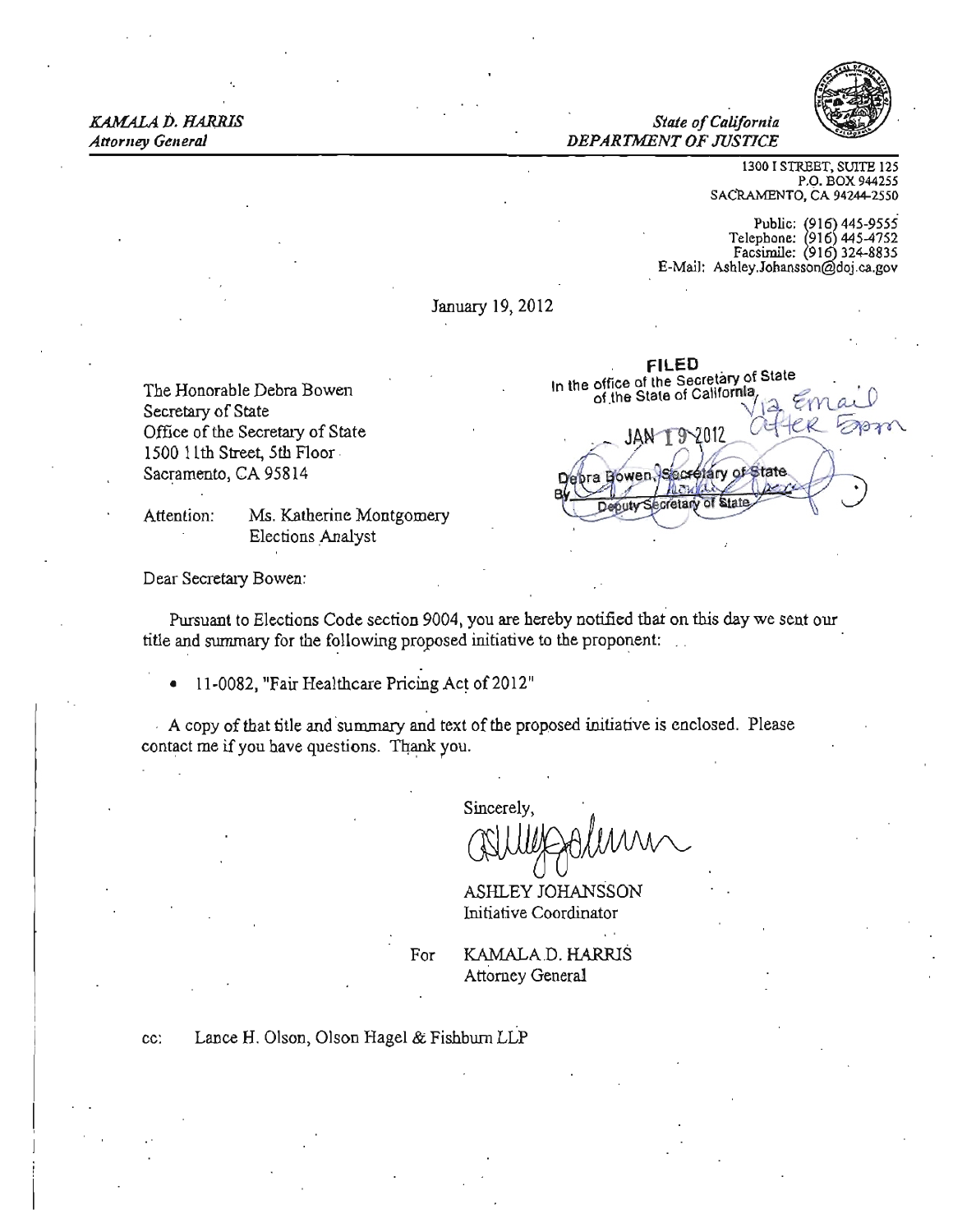*KAMALA D. HARRIS*
*Attorney General*

*State of California*
*DEPARTMENT OF JUSTICE*

1300 I STREET, SUITE 125
P.O. BOX 944255
SACRAMENTO, CA 94244-2550

Public: (916) 445-9555
Telephone: (916) 445-4752
Facsimile: (916) 324-8835
E-Mail: Ashley.Johansson@doj.ca.gov

January 19, 2012

FILED
In the office of the Secretary of State of the State of California
JAN 19 2012
Via Email after 5pm
Debra Bowen, Secretary of State
By Deputy Secretary of State

The Honorable Debra Bowen
Secretary of State
Office of the Secretary of State
1500 11th Street, 5th Floor
Sacramento, CA 95814

Attention: Ms. Katherine Montgomery
Elections Analyst

Dear Secretary Bowen:

Pursuant to Elections Code section 9004, you are hereby notified that on this day we sent our title and summary for the following proposed initiative to the proponent:

- 11-0082, "Fair Healthcare Pricing Act of 2012"

A copy of that title and summary and text of the proposed initiative is enclosed. Please contact me if you have questions. Thank you.

Sincerely,

ASHLEY JOHANSSON
Initiative Coordinator

For KAMALA D. HARRIS
Attorney General

cc: Lance H. Olson, Olson Hagel & Fishburn LLP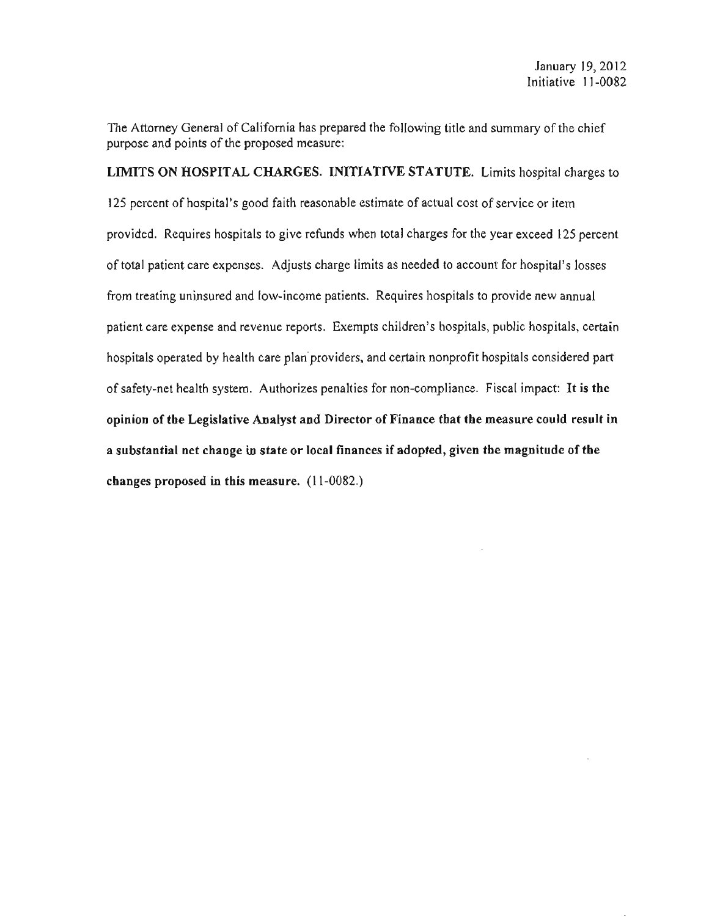January 19, 2012
Initiative 11-0082

The Attorney General of California has prepared the following title and summary of the chief purpose and points of the proposed measure:

**LIMITS ON HOSPITAL CHARGES. INITIATIVE STATUTE.** Limits hospital charges to 125 percent of hospital's good faith reasonable estimate of actual cost of service or item provided. Requires hospitals to give refunds when total charges for the year exceed 125 percent of total patient care expenses. Adjusts charge limits as needed to account for hospital's losses from treating uninsured and low-income patients. Requires hospitals to provide new annual patient care expense and revenue reports. Exempts children's hospitals, public hospitals, certain hospitals operated by health care plan providers, and certain nonprofit hospitals considered part of safety-net health system. Authorizes penalties for non-compliance. Fiscal impact: **It is the opinion of the Legislative Analyst and Director of Finance that the measure could result in a substantial net change in state or local finances if adopted, given the magnitude of the changes proposed in this measure.** (11-0082.)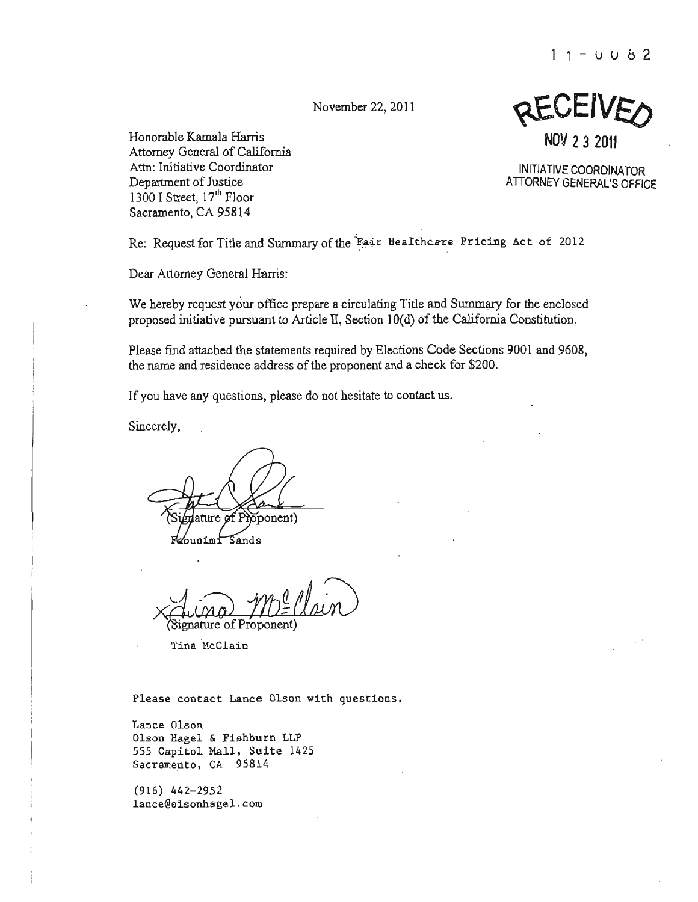11-0082

November 22, 2011

RECEIVED

NOV 23 2011

INITIATIVE COORDINATOR
ATTORNEY GENERAL'S OFFICE

Honorable Kamala Harris
Attorney General of California
Attn: Initiative Coordinator
Department of Justice
1300 I Street, 17[th] Floor
Sacramento, CA 95814

Re: Request for Title and Summary of the Fair Healthcare Pricing Act of 2012

Dear Attorney General Harris:

We hereby request your office prepare a circulating Title and Summary for the enclosed proposed initiative pursuant to Article II, Section 10(d) of the California Constitution.

Please find attached the statements required by Elections Code Sections 9001 and 9608, the name and residence address of the proponent and a check for $200.

If you have any questions, please do not hesitate to contact us.

Sincerely,

(Signature of Proponent)

Fabunimi Sands

(Signature of Proponent)

Tina McClain

Please contact Lance Olson with questions.

Lance Olson
Olson Hagel & Fishburn LLP
555 Capitol Mall, Suite 1425
Sacramento, CA 95814

(916) 442-2952
lance@olsonhagel.com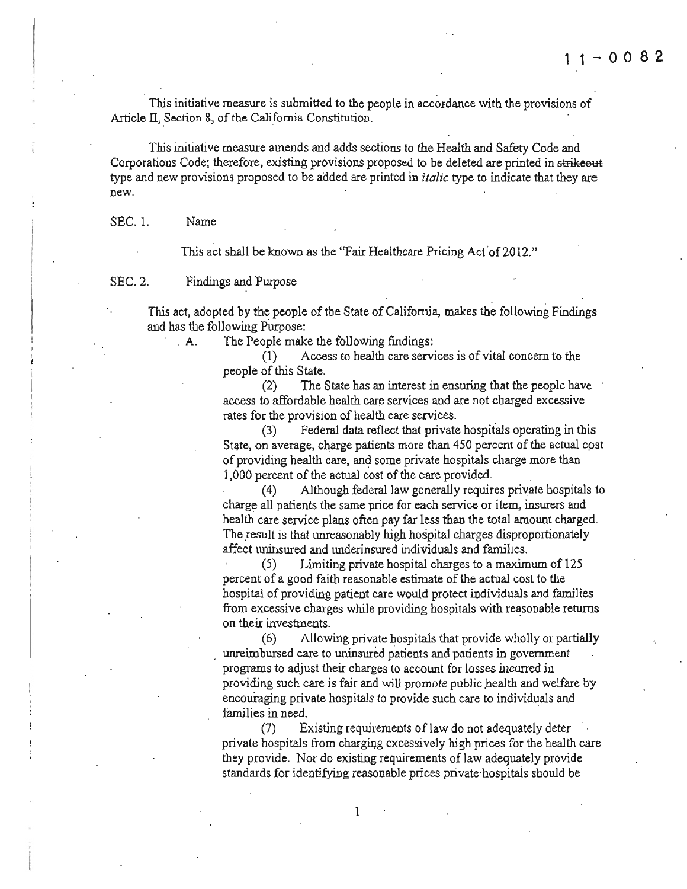11-0082

This initiative measure is submitted to the people in accordance with the provisions of Article II, Section 8, of the California Constitution.

This initiative measure amends and adds sections to the Health and Safety Code and Corporations Code; therefore, existing provisions proposed to be deleted are printed in ~~strikeout~~ type and new provisions proposed to be added are printed in *italic* type to indicate that they are new.

SEC. 1. Name

This act shall be known as the "Fair Healthcare Pricing Act of 2012."

SEC. 2. Findings and Purpose

This act, adopted by the people of the State of California, makes the following Findings and has the following Purpose:

A. The People make the following findings:

(1) Access to health care services is of vital concern to the people of this State.

(2) The State has an interest in ensuring that the people have access to affordable health care services and are not charged excessive rates for the provision of health care services.

(3) Federal data reflect that private hospitals operating in this State, on average, charge patients more than 450 percent of the actual cost of providing health care, and some private hospitals charge more than 1,000 percent of the actual cost of the care provided.

(4) Although federal law generally requires private hospitals to charge all patients the same price for each service or item, insurers and health care service plans often pay far less than the total amount charged. The result is that unreasonably high hospital charges disproportionately affect uninsured and underinsured individuals and families.

(5) Limiting private hospital charges to a maximum of 125 percent of a good faith reasonable estimate of the actual cost to the hospital of providing patient care would protect individuals and families from excessive charges while providing hospitals with reasonable returns on their investments.

(6) Allowing private hospitals that provide wholly or partially unreimbursed care to uninsured patients and patients in government programs to adjust their charges to account for losses incurred in providing such care is fair and will promote public health and welfare by encouraging private hospitals to provide such care to individuals and families in need.

(7) Existing requirements of law do not adequately deter private hospitals from charging excessively high prices for the health care they provide. Nor do existing requirements of law adequately provide standards for identifying reasonable prices private hospitals should be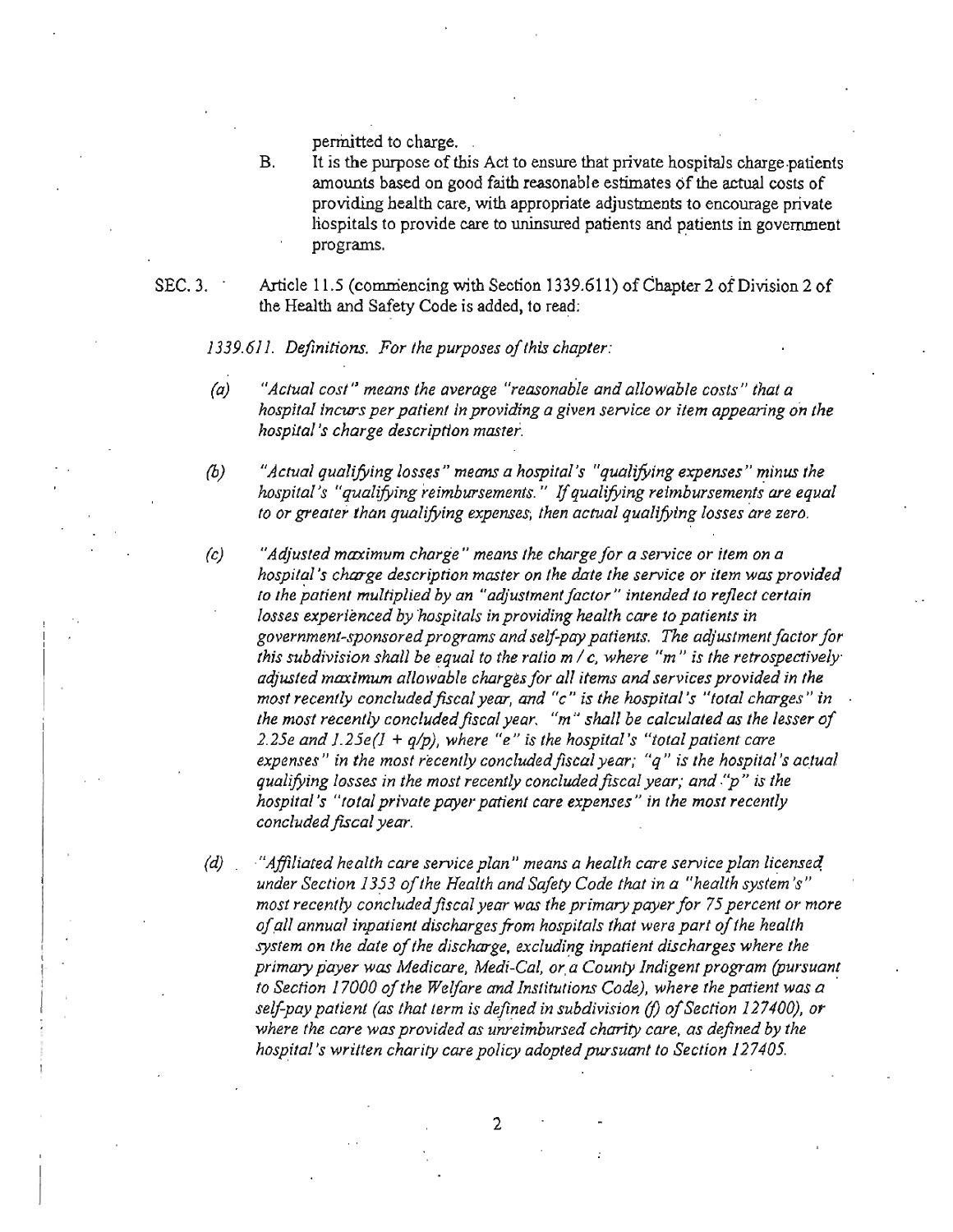permitted to charge.

B. It is the purpose of this Act to ensure that private hospitals charge patients amounts based on good faith reasonable estimates of the actual costs of providing health care, with appropriate adjustments to encourage private hospitals to provide care to uninsured patients and patients in government programs.

SEC. 3. Article 11.5 (commencing with Section 1339.611) of Chapter 2 of Division 2 of the Health and Safety Code is added, to read:

*1339.611. Definitions. For the purposes of this chapter:*

*(a) "Actual cost" means the average "reasonable and allowable costs" that a hospital incurs per patient in providing a given service or item appearing on the hospital's charge description master.*

*(b) "Actual qualifying losses" means a hospital's "qualifying expenses" minus the hospital's "qualifying reimbursements." If qualifying reimbursements are equal to or greater than qualifying expenses, then actual qualifying losses are zero.*

*(c) "Adjusted maximum charge" means the charge for a service or item on a hospital's charge description master on the date the service or item was provided to the patient multiplied by an "adjustment factor" intended to reflect certain losses experienced by hospitals in providing health care to patients in government-sponsored programs and self-pay patients. The adjustment factor for this subdivision shall be equal to the ratio $m / c$, where "$m$" is the retrospectively adjusted maximum allowable charges for all items and services provided in the most recently concluded fiscal year, and "$c$" is the hospital's "total charges" in the most recently concluded fiscal year. "$m$" shall be calculated as the lesser of $2.25e$ and $1.25e(1 + q/p)$, where "$e$" is the hospital's "total patient care expenses" in the most recently concluded fiscal year; "$q$" is the hospital's actual qualifying losses in the most recently concluded fiscal year; and "$p$" is the hospital's "total private payer patient care expenses" in the most recently concluded fiscal year.*

*(d) "Affiliated health care service plan" means a health care service plan licensed under Section 1353 of the Health and Safety Code that in a "health system's" most recently concluded fiscal year was the primary payer for 75 percent or more of all annual inpatient discharges from hospitals that were part of the health system on the date of the discharge, excluding inpatient discharges where the primary payer was Medicare, Medi-Cal, or a County Indigent program (pursuant to Section 17000 of the Welfare and Institutions Code), where the patient was a self-pay patient (as that term is defined in subdivision (f) of Section 127400), or where the care was provided as unreimbursed charity care, as defined by the hospital's written charity care policy adopted pursuant to Section 127405.*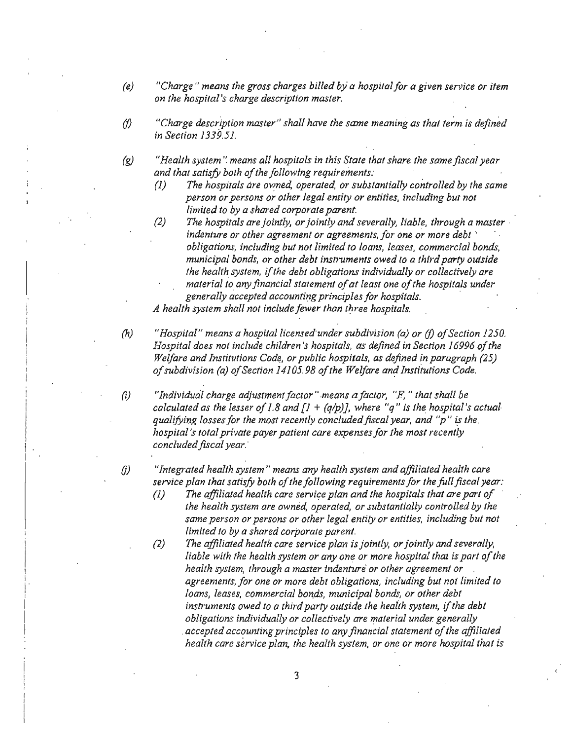(e) *"Charge" means the gross charges billed by a hospital for a given service or item on the hospital's charge description master.*

(f) *"Charge description master" shall have the same meaning as that term is defined in Section 1339.51.*

(g) *"Health system" means all hospitals in this State that share the same fiscal year and that satisfy both of the following requirements:*

   (1) *The hospitals are owned, operated, or substantially controlled by the same person or persons or other legal entity or entities, including but not limited to by a shared corporate parent.*

   (2) *The hospitals are jointly, or jointly and severally, liable, through a master indenture or other agreement or agreements, for one or more debt obligations, including but not limited to loans, leases, commercial bonds, municipal bonds, or other debt instruments owed to a third party outside the health system, if the debt obligations individually or collectively are material to any financial statement of at least one of the hospitals under generally accepted accounting principles for hospitals.*

   *A health system shall not include fewer than three hospitals.*

(h) *"Hospital" means a hospital licensed under subdivision (a) or (f) of Section 1250. Hospital does not include children's hospitals, as defined in Section 16996 of the Welfare and Institutions Code, or public hospitals, as defined in paragraph (25) of subdivision (a) of Section 14105.98 of the Welfare and Institutions Code.*

(i) *"Individual charge adjustment factor" means a factor, "F," that shall be calculated as the lesser of 1.8 and $[1 + (q/p)]$, where "q" is the hospital's actual qualifying losses for the most recently concluded fiscal year, and "p" is the hospital's total private payer patient care expenses for the most recently concluded fiscal year.*

(j) *"Integrated health system" means any health system and affiliated health care service plan that satisfy both of the following requirements for the full fiscal year:*

   (1) *The affiliated health care service plan and the hospitals that are part of the health system are owned, operated, or substantially controlled by the same person or persons or other legal entity or entities, including but not limited to by a shared corporate parent.*

   (2) *The affiliated health care service plan is jointly, or jointly and severally, liable with the health system or any one or more hospital that is part of the health system, through a master indenture or other agreement or agreements, for one or more debt obligations, including but not limited to loans, leases, commercial bonds, municipal bonds, or other debt instruments owed to a third party outside the health system, if the debt obligations individually or collectively are material under generally accepted accounting principles to any financial statement of the affiliated health care service plan, the health system, or one or more hospital that is*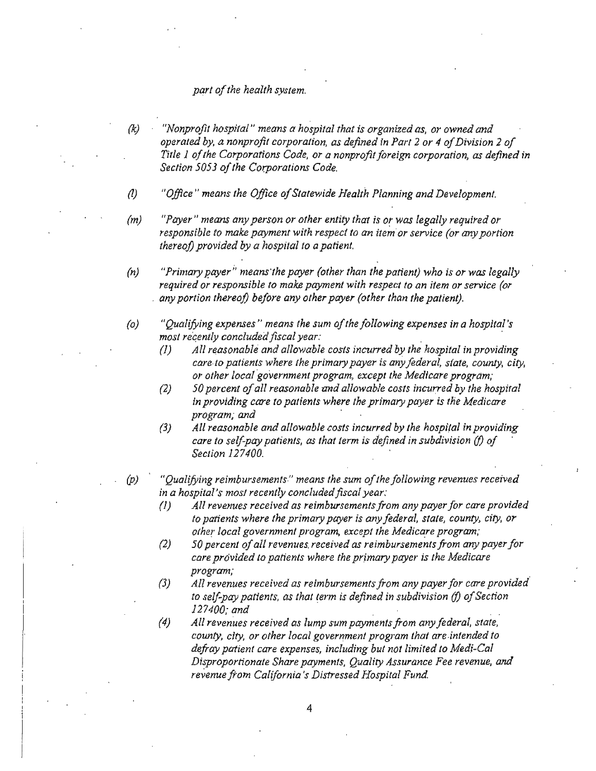*part of the health system.*

(k) *"Nonprofit hospital" means a hospital that is organized as, or owned and operated by, a nonprofit corporation, as defined in Part 2 or 4 of Division 2 of Title 1 of the Corporations Code, or a nonprofit foreign corporation, as defined in Section 5053 of the Corporations Code.*

(l) *"Office" means the Office of Statewide Health Planning and Development.*

(m) *"Payer" means any person or other entity that is or was legally required or responsible to make payment with respect to an item or service (or any portion thereof) provided by a hospital to a patient.*

(n) *"Primary payer" means the payer (other than the patient) who is or was legally required or responsible to make payment with respect to an item or service (or any portion thereof) before any other payer (other than the patient).*

(o) *"Qualifying expenses" means the sum of the following expenses in a hospital's most recently concluded fiscal year:*
   - (1) *All reasonable and allowable costs incurred by the hospital in providing care to patients where the primary payer is any federal, state, county, city, or other local government program, except the Medicare program;*
   - (2) *50 percent of all reasonable and allowable costs incurred by the hospital in providing care to patients where the primary payer is the Medicare program; and*
   - (3) *All reasonable and allowable costs incurred by the hospital in providing care to self-pay patients, as that term is defined in subdivision (f) of Section 127400.*

(p) *"Qualifying reimbursements" means the sum of the following revenues received in a hospital's most recently concluded fiscal year:*
   - (1) *All revenues received as reimbursements from any payer for care provided to patients where the primary payer is any federal, state, county, city, or other local government program, except the Medicare program;*
   - (2) *50 percent of all revenues received as reimbursements from any payer for care provided to patients where the primary payer is the Medicare program;*
   - (3) *All revenues received as reimbursements from any payer for care provided to self-pay patients, as that term is defined in subdivision (f) of Section 127400; and*
   - (4) *All revenues received as lump sum payments from any federal, state, county, city, or other local government program that are intended to defray patient care expenses, including but not limited to Medi-Cal Disproportionate Share payments, Quality Assurance Fee revenue, and revenue from California's Distressed Hospital Fund.*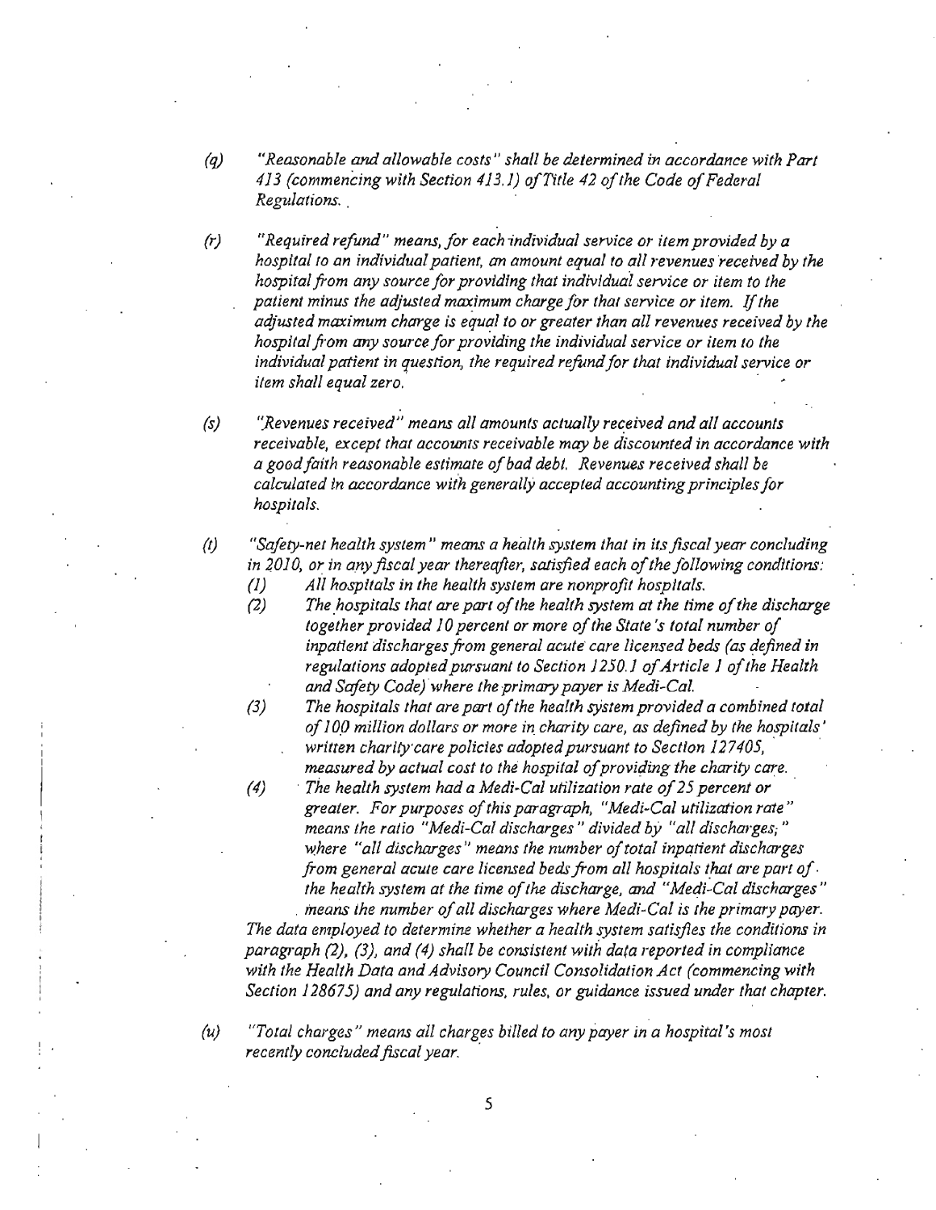*(q) "Reasonable and allowable costs" shall be determined in accordance with Part 413 (commencing with Section 413.1) of Title 42 of the Code of Federal Regulations.*

*(r) "Required refund" means, for each individual service or item provided by a hospital to an individual patient, an amount equal to all revenues received by the hospital from any source for providing that individual service or item to the patient minus the adjusted maximum charge for that service or item. If the adjusted maximum charge is equal to or greater than all revenues received by the hospital from any source for providing the individual service or item to the individual patient in question, the required refund for that individual service or item shall equal zero.*

*(s) "Revenues received" means all amounts actually received and all accounts receivable, except that accounts receivable may be discounted in accordance with a good faith reasonable estimate of bad debt. Revenues received shall be calculated in accordance with generally accepted accounting principles for hospitals.*

*(t) "Safety-net health system" means a health system that in its fiscal year concluding in 2010, or in any fiscal year thereafter, satisfied each of the following conditions:*

*(1) All hospitals in the health system are nonprofit hospitals.*

*(2) The hospitals that are part of the health system at the time of the discharge together provided 10 percent or more of the State's total number of inpatient discharges from general acute care licensed beds (as defined in regulations adopted pursuant to Section 1250.1 of Article 1 of the Health and Safety Code) where the primary payer is Medi-Cal.*

*(3) The hospitals that are part of the health system provided a combined total of 100 million dollars or more in charity care, as defined by the hospitals' written charity care policies adopted pursuant to Section 127405, measured by actual cost to the hospital of providing the charity care.*

*(4) The health system had a Medi-Cal utilization rate of 25 percent or greater. For purposes of this paragraph, "Medi-Cal utilization rate" means the ratio "Medi-Cal discharges" divided by "all discharges," where "all discharges" means the number of total inpatient discharges from general acute care licensed beds from all hospitals that are part of the health system at the time of the discharge, and "Medi-Cal discharges" means the number of all discharges where Medi-Cal is the primary payer.*

*The data employed to determine whether a health system satisfies the conditions in paragraph (2), (3), and (4) shall be consistent with data reported in compliance with the Health Data and Advisory Council Consolidation Act (commencing with Section 128675) and any regulations, rules, or guidance issued under that chapter.*

*(u) "Total charges" means all charges billed to any payer in a hospital's most recently concluded fiscal year.*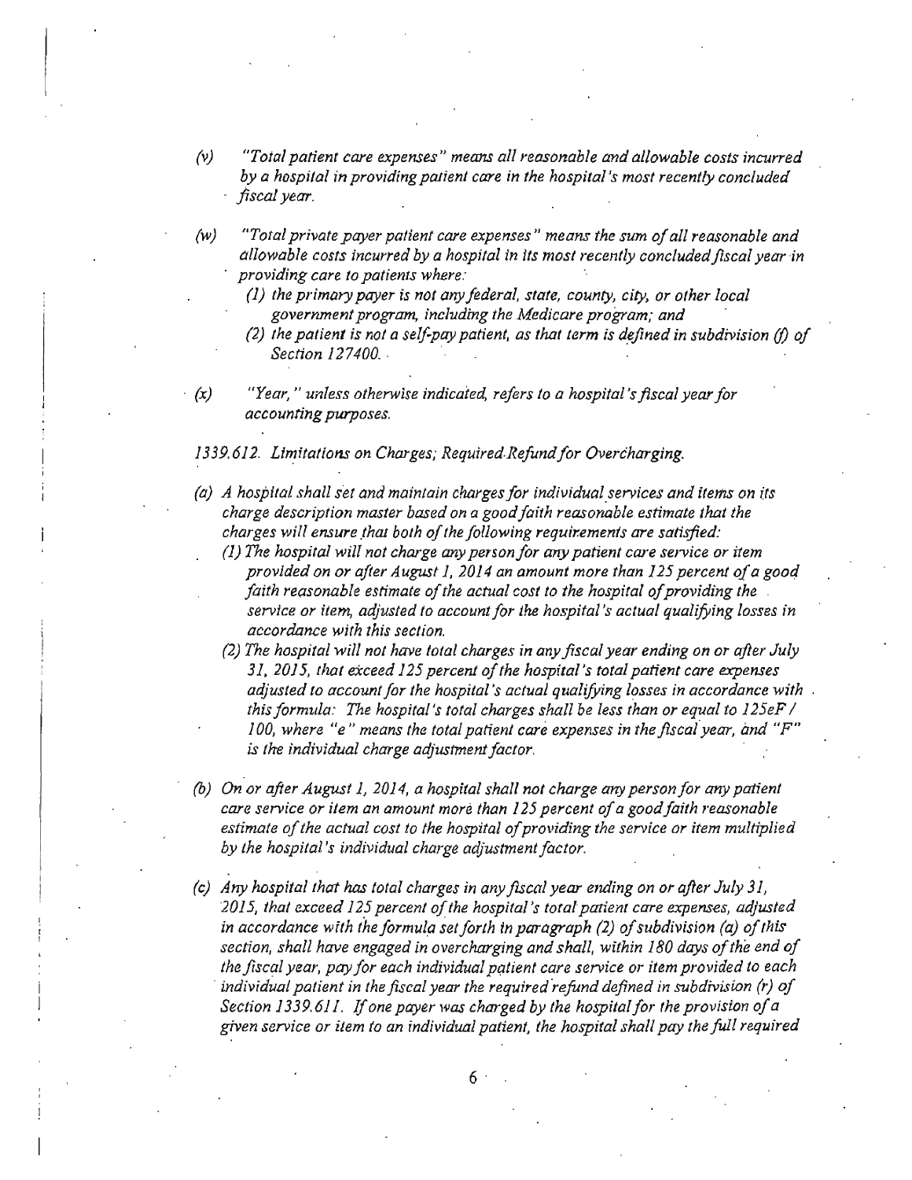*(v) "Total patient care expenses" means all reasonable and allowable costs incurred by a hospital in providing patient care in the hospital's most recently concluded fiscal year.*

*(w) "Total private payer patient care expenses" means the sum of all reasonable and allowable costs incurred by a hospital in its most recently concluded fiscal year in providing care to patients where:*

*(1) the primary payer is not any federal, state, county, city, or other local government program, including the Medicare program; and*

*(2) the patient is not a self-pay patient, as that term is defined in subdivision (f) of Section 127400.*

*(x) "Year," unless otherwise indicated, refers to a hospital's fiscal year for accounting purposes.*

*1339.612. Limitations on Charges; Required Refund for Overcharging.*

*(a) A hospital shall set and maintain charges for individual services and items on its charge description master based on a good faith reasonable estimate that the charges will ensure that both of the following requirements are satisfied:*

*(1) The hospital will not charge any person for any patient care service or item provided on or after August 1, 2014 an amount more than 125 percent of a good faith reasonable estimate of the actual cost to the hospital of providing the service or item, adjusted to account for the hospital's actual qualifying losses in accordance with this section.*

*(2) The hospital will not have total charges in any fiscal year ending on or after July 31, 2015, that exceed 125 percent of the hospital's total patient care expenses adjusted to account for the hospital's actual qualifying losses in accordance with this formula: The hospital's total charges shall be less than or equal to 125eF / 100, where "e" means the total patient care expenses in the fiscal year, and "F" is the individual charge adjustment factor.*

*(b) On or after August 1, 2014, a hospital shall not charge any person for any patient care service or item an amount more than 125 percent of a good faith reasonable estimate of the actual cost to the hospital of providing the service or item multiplied by the hospital's individual charge adjustment factor.*

*(c) Any hospital that has total charges in any fiscal year ending on or after July 31, 2015, that exceed 125 percent of the hospital's total patient care expenses, adjusted in accordance with the formula set forth in paragraph (2) of subdivision (a) of this section, shall have engaged in overcharging and shall, within 180 days of the end of the fiscal year, pay for each individual patient care service or item provided to each individual patient in the fiscal year the required refund defined in subdivision (r) of Section 1339.611. If one payer was charged by the hospital for the provision of a given service or item to an individual patient, the hospital shall pay the full required*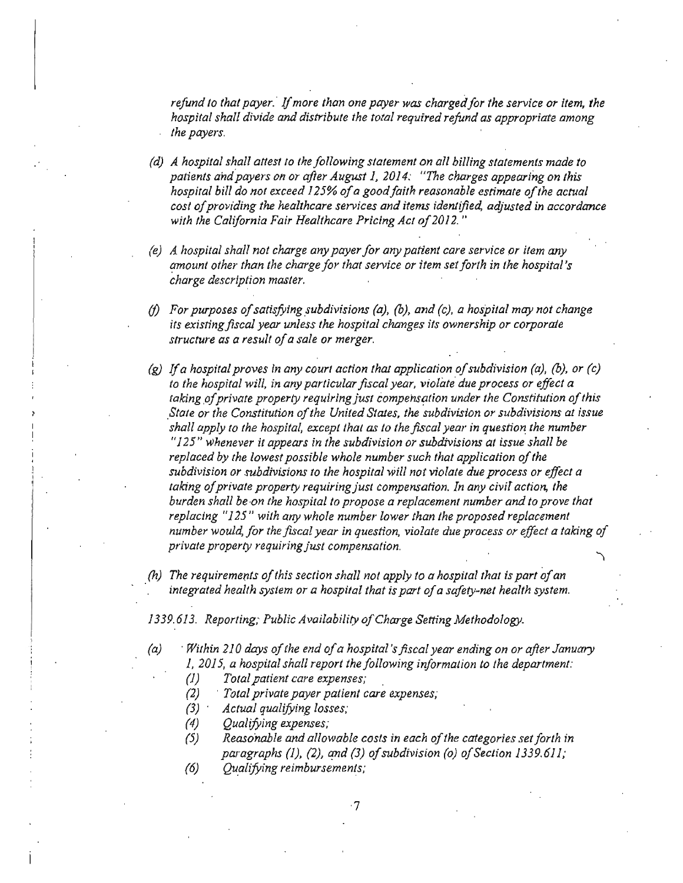*refund to that payer. If more than one payer was charged for the service or item, the hospital shall divide and distribute the total required refund as appropriate among the payers.*

*(d) A hospital shall attest to the following statement on all billing statements made to patients and payers on or after August 1, 2014: "The charges appearing on this hospital bill do not exceed 125% of a good faith reasonable estimate of the actual cost of providing the healthcare services and items identified, adjusted in accordance with the California Fair Healthcare Pricing Act of 2012."*

*(e) A hospital shall not charge any payer for any patient care service or item any amount other than the charge for that service or item set forth in the hospital's charge description master.*

*(f) For purposes of satisfying subdivisions (a), (b), and (c), a hospital may not change its existing fiscal year unless the hospital changes its ownership or corporate structure as a result of a sale or merger.*

*(g) If a hospital proves in any court action that application of subdivision (a), (b), or (c) to the hospital will, in any particular fiscal year, violate due process or effect a taking of private property requiring just compensation under the Constitution of this State or the Constitution of the United States, the subdivision or subdivisions at issue shall apply to the hospital, except that as to the fiscal year in question the number "125" whenever it appears in the subdivision or subdivisions at issue shall be replaced by the lowest possible whole number such that application of the subdivision or subdivisions to the hospital will not violate due process or effect a taking of private property requiring just compensation. In any civil action, the burden shall be on the hospital to propose a replacement number and to prove that replacing "125" with any whole number lower than the proposed replacement number would, for the fiscal year in question, violate due process or effect a taking of private property requiring just compensation.*

*(h) The requirements of this section shall not apply to a hospital that is part of an integrated health system or a hospital that is part of a safety-net health system.*

*1339.613. Reporting; Public Availability of Charge Setting Methodology.*

*(a) Within 210 days of the end of a hospital's fiscal year ending on or after January 1, 2015, a hospital shall report the following information to the department:*

*(1) Total patient care expenses;*

*(2) Total private payer patient care expenses;*

*(3) Actual qualifying losses;*

*(4) Qualifying expenses;*

*(5) Reasonable and allowable costs in each of the categories set forth in paragraphs (1), (2), and (3) of subdivision (o) of Section 1339.611;*

*(6) Qualifying reimbursements;*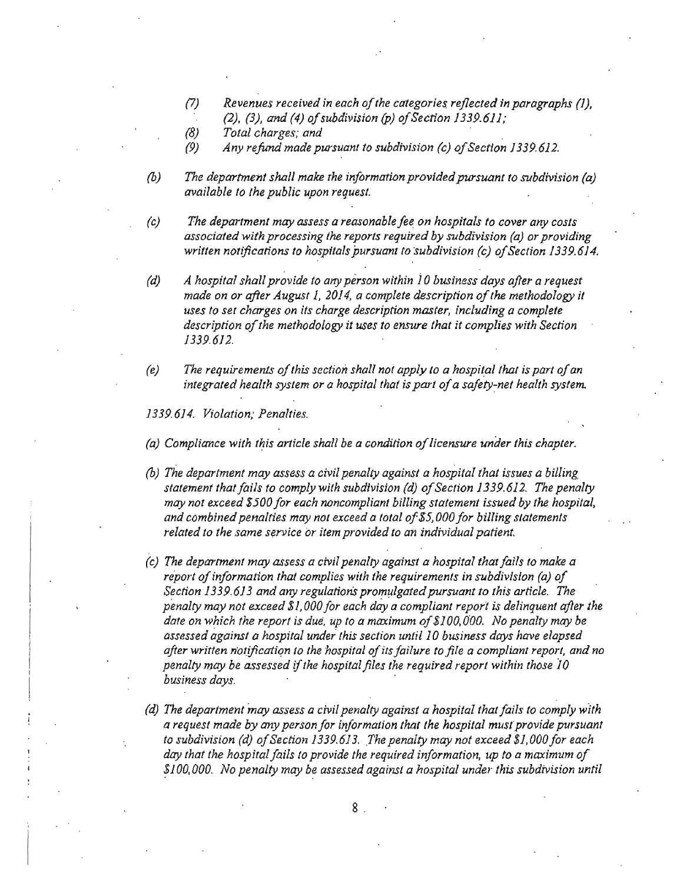*(7) Revenues received in each of the categories reflected in paragraphs (1), (2), (3), and (4) of subdivision (p) of Section 1339.611;*

*(8) Total charges; and*

*(9) Any refund made pursuant to subdivision (c) of Section 1339.612.*

*(b) The department shall make the information provided pursuant to subdivision (a) available to the public upon request.*

*(c) The department may assess a reasonable fee on hospitals to cover any costs associated with processing the reports required by subdivision (a) or providing written notifications to hospitals pursuant to subdivision (c) of Section 1339.614.*

*(d) A hospital shall provide to any person within 10 business days after a request made on or after August 1, 2014, a complete description of the methodology it uses to set charges on its charge description master, including a complete description of the methodology it uses to ensure that it complies with Section 1339.612.*

*(e) The requirements of this section shall not apply to a hospital that is part of an integrated health system or a hospital that is part of a safety-net health system.*

*1339.614. Violation; Penalties.*

*(a) Compliance with this article shall be a condition of licensure under this chapter.*

*(b) The department may assess a civil penalty against a hospital that issues a billing statement that fails to comply with subdivision (d) of Section 1339.612. The penalty may not exceed $500 for each noncompliant billing statement issued by the hospital, and combined penalties may not exceed a total of $5,000 for billing statements related to the same service or item provided to an individual patient.*

*(c) The department may assess a civil penalty against a hospital that fails to make a report of information that complies with the requirements in subdivision (a) of Section 1339.613 and any regulations promulgated pursuant to this article. The penalty may not exceed $1,000 for each day a compliant report is delinquent after the date on which the report is due, up to a maximum of $100,000. No penalty may be assessed against a hospital under this section until 10 business days have elapsed after written notification to the hospital of its failure to file a compliant report, and no penalty may be assessed if the hospital files the required report within those 10 business days.*

*(d) The department may assess a civil penalty against a hospital that fails to comply with a request made by any person for information that the hospital must provide pursuant to subdivision (d) of Section 1339.613. The penalty may not exceed $1,000 for each day that the hospital fails to provide the required information, up to a maximum of $100,000. No penalty may be assessed against a hospital under this subdivision until*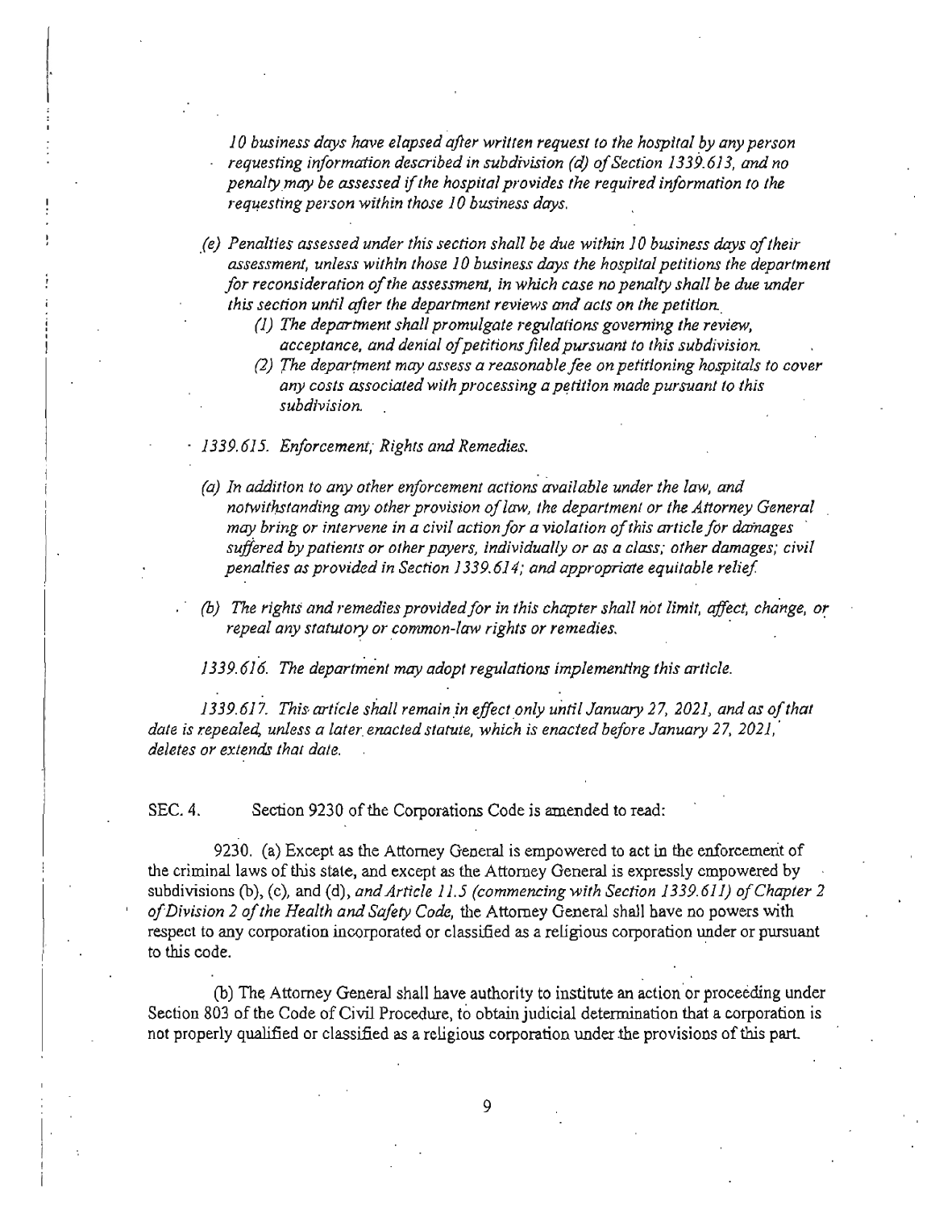*10 business days have elapsed after written request to the hospital by any person requesting information described in subdivision (d) of Section 1339.613, and no penalty may be assessed if the hospital provides the required information to the requesting person within those 10 business days.*

*(e) Penalties assessed under this section shall be due within 10 business days of their assessment, unless within those 10 business days the hospital petitions the department for reconsideration of the assessment, in which case no penalty shall be due under this section until after the department reviews and acts on the petition.*

*(1) The department shall promulgate regulations governing the review, acceptance, and denial of petitions filed pursuant to this subdivision.*

*(2) The department may assess a reasonable fee on petitioning hospitals to cover any costs associated with processing a petition made pursuant to this subdivision.*

*1339.615. Enforcement; Rights and Remedies.*

*(a) In addition to any other enforcement actions available under the law, and notwithstanding any other provision of law, the department or the Attorney General may bring or intervene in a civil action for a violation of this article for damages suffered by patients or other payers, individually or as a class; other damages; civil penalties as provided in Section 1339.614; and appropriate equitable relief.*

*(b) The rights and remedies provided for in this chapter shall not limit, affect, change, or repeal any statutory or common-law rights or remedies.*

*1339.616. The department may adopt regulations implementing this article.*

*1339.617. This article shall remain in effect only until January 27, 2021, and as of that date is repealed, unless a later enacted statute, which is enacted before January 27, 2021, deletes or extends that date.*

SEC. 4. Section 9230 of the Corporations Code is amended to read:

9230. (a) Except as the Attorney General is empowered to act in the enforcement of the criminal laws of this state, and except as the Attorney General is expressly empowered by subdivisions (b), (c), and (d), *and Article 11.5 (commencing with Section 1339.611) of Chapter 2 of Division 2 of the Health and Safety Code,* the Attorney General shall have no powers with respect to any corporation incorporated or classified as a religious corporation under or pursuant to this code.

(b) The Attorney General shall have authority to institute an action or proceeding under Section 803 of the Code of Civil Procedure, to obtain judicial determination that a corporation is not properly qualified or classified as a religious corporation under the provisions of this part.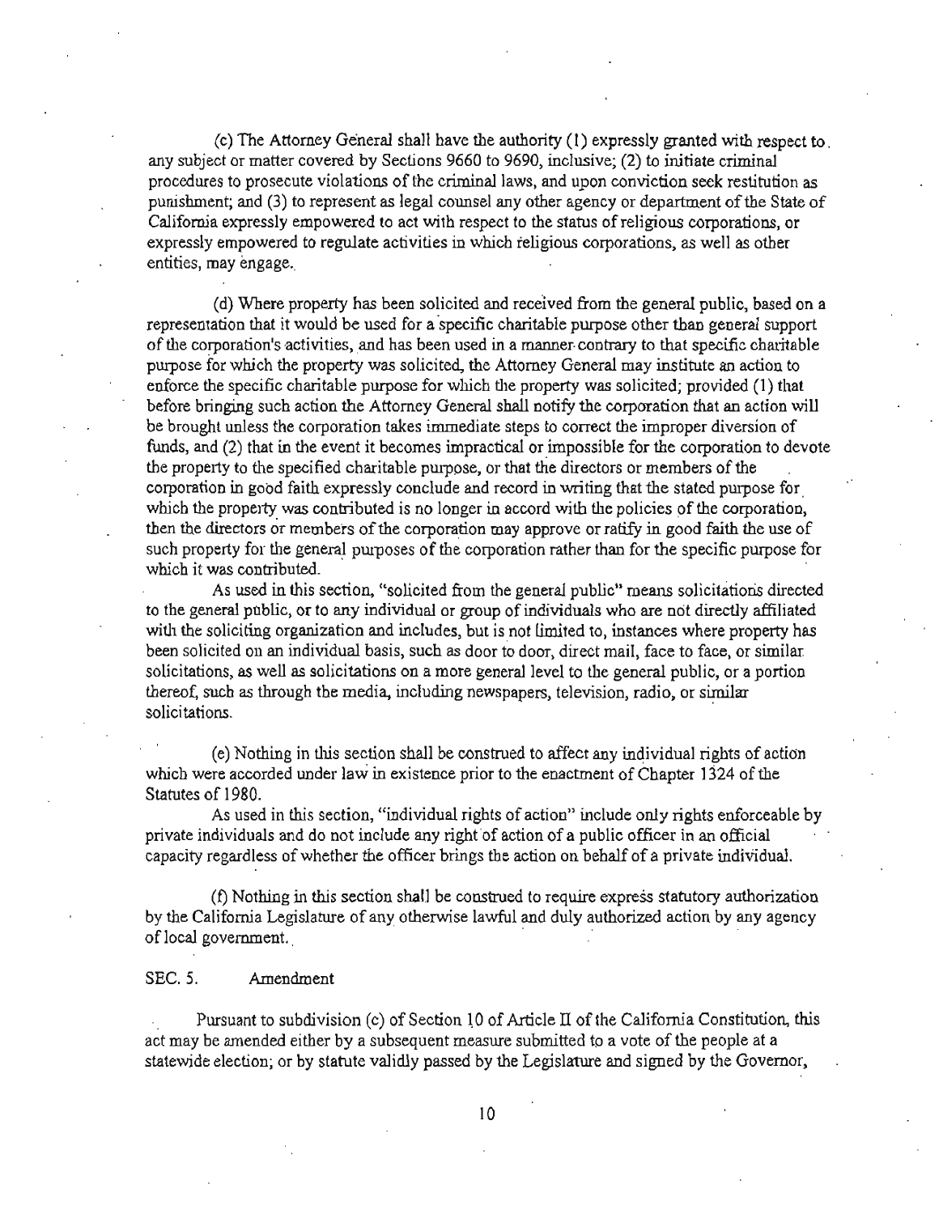(c) The Attorney General shall have the authority (1) expressly granted with respect to any subject or matter covered by Sections 9660 to 9690, inclusive; (2) to initiate criminal procedures to prosecute violations of the criminal laws, and upon conviction seek restitution as punishment; and (3) to represent as legal counsel any other agency or department of the State of California expressly empowered to act with respect to the status of religious corporations, or expressly empowered to regulate activities in which religious corporations, as well as other entities, may engage.

(d) Where property has been solicited and received from the general public, based on a representation that it would be used for a specific charitable purpose other than general support of the corporation's activities, and has been used in a manner contrary to that specific charitable purpose for which the property was solicited, the Attorney General may institute an action to enforce the specific charitable purpose for which the property was solicited; provided (1) that before bringing such action the Attorney General shall notify the corporation that an action will be brought unless the corporation takes immediate steps to correct the improper diversion of funds, and (2) that in the event it becomes impractical or impossible for the corporation to devote the property to the specified charitable purpose, or that the directors or members of the corporation in good faith expressly conclude and record in writing that the stated purpose for which the property was contributed is no longer in accord with the policies of the corporation, then the directors or members of the corporation may approve or ratify in good faith the use of such property for the general purposes of the corporation rather than for the specific purpose for which it was contributed.

As used in this section, "solicited from the general public" means solicitations directed to the general public, or to any individual or group of individuals who are not directly affiliated with the soliciting organization and includes, but is not limited to, instances where property has been solicited on an individual basis, such as door to door, direct mail, face to face, or similar solicitations, as well as solicitations on a more general level to the general public, or a portion thereof, such as through the media, including newspapers, television, radio, or similar solicitations.

(e) Nothing in this section shall be construed to affect any individual rights of action which were accorded under law in existence prior to the enactment of Chapter 1324 of the Statutes of 1980.

As used in this section, "individual rights of action" include only rights enforceable by private individuals and do not include any right of action of a public officer in an official capacity regardless of whether the officer brings the action on behalf of a private individual.

(f) Nothing in this section shall be construed to require express statutory authorization by the California Legislature of any otherwise lawful and duly authorized action by any agency of local government.

SEC. 5. Amendment

Pursuant to subdivision (c) of Section 10 of Article II of the California Constitution, this act may be amended either by a subsequent measure submitted to a vote of the people at a statewide election; or by statute validly passed by the Legislature and signed by the Governor,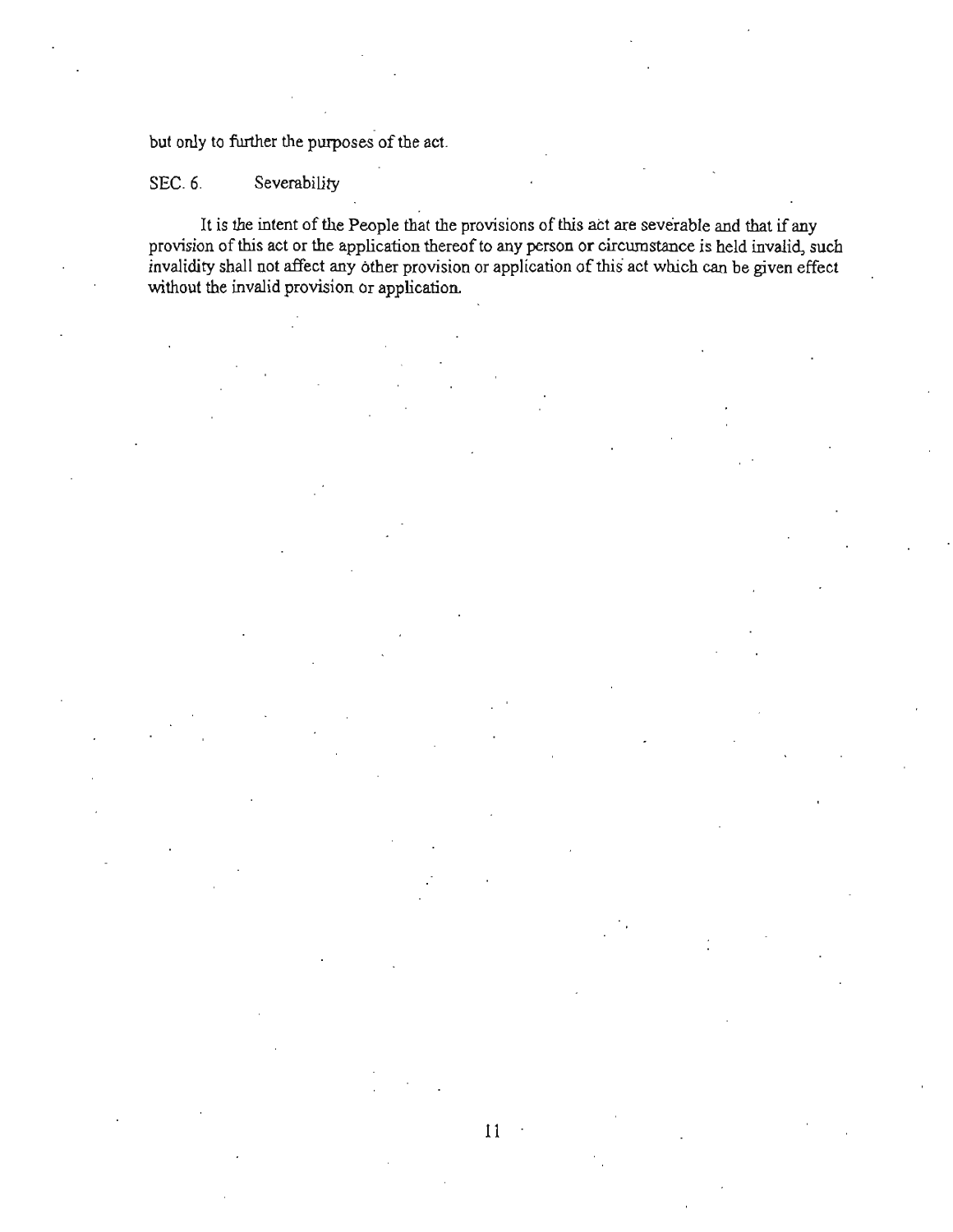but only to further the purposes of the act.

SEC. 6. Severability

It is the intent of the People that the provisions of this act are severable and that if any provision of this act or the application thereof to any person or circumstance is held invalid, such invalidity shall not affect any other provision or application of this act which can be given effect without the invalid provision or application.